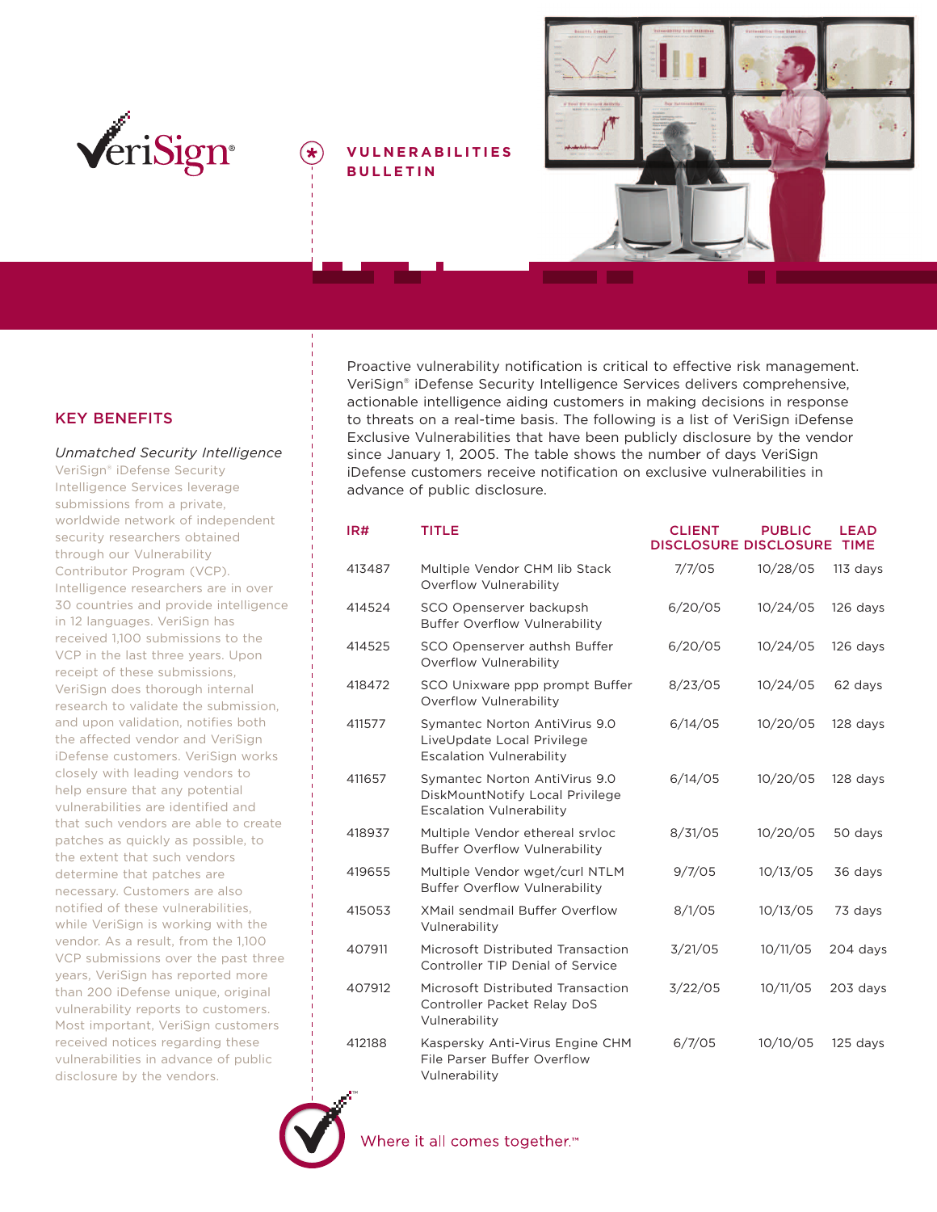VeriSign®

# VULNERABILITIES BULLETIN

## KEY BENEFITS

*Unmatched Security Intelligence*

VeriSign® iDefense Security Intelligence Services leverage submissions from a private, worldwide network of independent security researchers obtained through our Vulnerability Contributor Program (VCP). Intelligence researchers are in over 30 countries and provide intelligence in 12 languages. VeriSign has received 1,100 submissions to the VCP in the last three years. Upon receipt of these submissions, VeriSign does thorough internal research to validate the submission, and upon validation, notifies both the affected vendor and VeriSign iDefense customers. VeriSign works closely with leading vendors to help ensure that any potential vulnerabilities are identified and that such vendors are able to create patches as quickly as possible, to the extent that such vendors determine that patches are necessary. Customers are also notified of these vulnerabilities, while VeriSign is working with the vendor. As a result, from the 1,100 VCP submissions over the past three years, VeriSign has reported more than 200 iDefense unique, original vulnerability reports to customers. Most important, VeriSign customers received notices regarding these vulnerabilities in advance of public disclosure by the vendors.

Proactive vulnerability notification is critical to effective risk management. VeriSign® iDefense Security Intelligence Services delivers comprehensive, actionable intelligence aiding customers in making decisions in response to threats on a real-time basis. The following is a list of VeriSign iDefense Exclusive Vulnerabilities that have been publicly disclosure by the vendor since January 1, 2005. The table shows the number of days VeriSign iDefense customers receive notification on exclusive vulnerabilities in advance of public disclosure.

| IR# | TITLE | CLIENT DISCLOSURE | PUBLIC DISCLOSURE | LEAD TIME |
|---|---|---|---|---|
| 413487 | Multiple Vendor CHM lib Stack Overflow Vulnerability | 7/7/05 | 10/28/05 | 113 days |
| 414524 | SCO Openserver backupsh Buffer Overflow Vulnerability | 6/20/05 | 10/24/05 | 126 days |
| 414525 | SCO Openserver authsh Buffer Overflow Vulnerability | 6/20/05 | 10/24/05 | 126 days |
| 418472 | SCO Unixware ppp prompt Buffer Overflow Vulnerability | 8/23/05 | 10/24/05 | 62 days |
| 411577 | Symantec Norton AntiVirus 9.0 LiveUpdate Local Privilege Escalation Vulnerability | 6/14/05 | 10/20/05 | 128 days |
| 411657 | Symantec Norton AntiVirus 9.0 DiskMountNotify Local Privilege Escalation Vulnerability | 6/14/05 | 10/20/05 | 128 days |
| 418937 | Multiple Vendor ethereal srvloc Buffer Overflow Vulnerability | 8/31/05 | 10/20/05 | 50 days |
| 419655 | Multiple Vendor wget/curl NTLM Buffer Overflow Vulnerability | 9/7/05 | 10/13/05 | 36 days |
| 415053 | XMail sendmail Buffer Overflow Vulnerability | 8/1/05 | 10/13/05 | 73 days |
| 407911 | Microsoft Distributed Transaction Controller TIP Denial of Service | 3/21/05 | 10/11/05 | 204 days |
| 407912 | Microsoft Distributed Transaction Controller Packet Relay DoS Vulnerability | 3/22/05 | 10/11/05 | 203 days |
| 412188 | Kaspersky Anti-Virus Engine CHM File Parser Buffer Overflow Vulnerability | 6/7/05 | 10/10/05 | 125 days |

Where it all comes together.™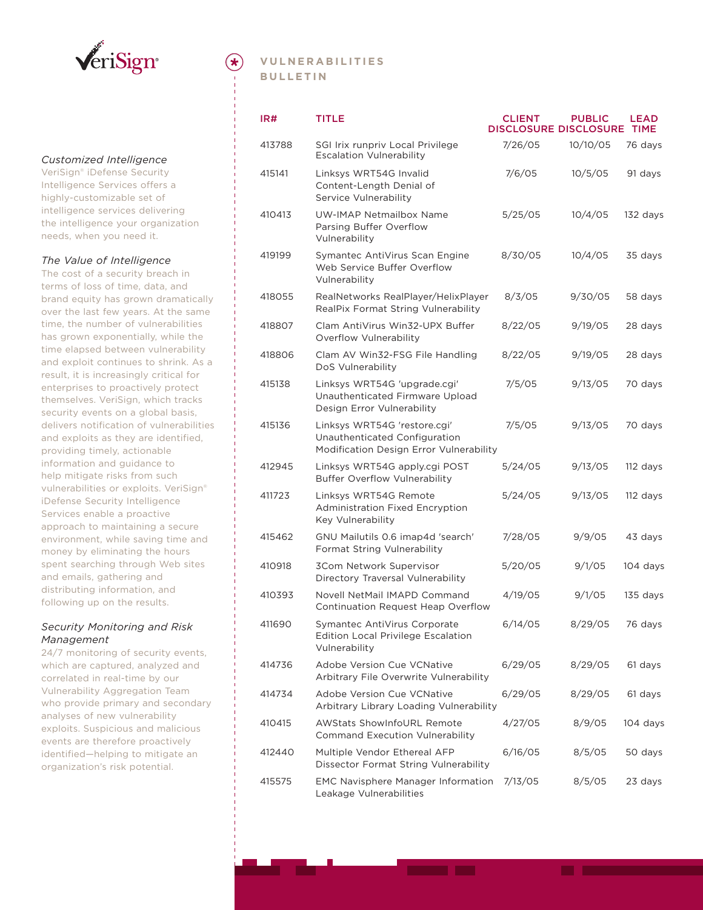VeriSign®

## VULNERABILITIES BULLETIN

*Customized Intelligence*

VeriSign® iDefense Security Intelligence Services offers a highly-customizable set of intelligence services delivering the intelligence your organization needs, when you need it.

*The Value of Intelligence*

The cost of a security breach in terms of loss of time, data, and brand equity has grown dramatically over the last few years. At the same time, the number of vulnerabilities has grown exponentially, while the time elapsed between vulnerability and exploit continues to shrink. As a result, it is increasingly critical for enterprises to proactively protect themselves. VeriSign, which tracks security events on a global basis, delivers notification of vulnerabilities and exploits as they are identified, providing timely, actionable information and guidance to help mitigate risks from such vulnerabilities or exploits. VeriSign® iDefense Security Intelligence Services enable a proactive approach to maintaining a secure environment, while saving time and money by eliminating the hours spent searching through Web sites and emails, gathering and distributing information, and following up on the results.

*Security Monitoring and Risk Management*

24/7 monitoring of security events, which are captured, analyzed and correlated in real-time by our Vulnerability Aggregation Team who provide primary and secondary analyses of new vulnerability exploits. Suspicious and malicious events are therefore proactively identified—helping to mitigate an organization's risk potential.

| IR# | TITLE | CLIENT DISCLOSURE | PUBLIC DISCLOSURE | LEAD TIME |
|---|---|---|---|---|
| 413788 | SGI Irix runpriv Local Privilege Escalation Vulnerability | 7/26/05 | 10/10/05 | 76 days |
| 415141 | Linksys WRT54G Invalid Content-Length Denial of Service Vulnerability | 7/6/05 | 10/5/05 | 91 days |
| 410413 | UW-IMAP Netmailbox Name Parsing Buffer Overflow Vulnerability | 5/25/05 | 10/4/05 | 132 days |
| 419199 | Symantec AntiVirus Scan Engine Web Service Buffer Overflow Vulnerability | 8/30/05 | 10/4/05 | 35 days |
| 418055 | RealNetworks RealPlayer/HelixPlayer RealPix Format String Vulnerability | 8/3/05 | 9/30/05 | 58 days |
| 418807 | Clam AntiVirus Win32-UPX Buffer Overflow Vulnerability | 8/22/05 | 9/19/05 | 28 days |
| 418806 | Clam AV Win32-FSG File Handling DoS Vulnerability | 8/22/05 | 9/19/05 | 28 days |
| 415138 | Linksys WRT54G 'upgrade.cgi' Unauthenticated Firmware Upload Design Error Vulnerability | 7/5/05 | 9/13/05 | 70 days |
| 415136 | Linksys WRT54G 'restore.cgi' Unauthenticated Configuration Modification Design Error Vulnerability | 7/5/05 | 9/13/05 | 70 days |
| 412945 | Linksys WRT54G apply.cgi POST Buffer Overflow Vulnerability | 5/24/05 | 9/13/05 | 112 days |
| 411723 | Linksys WRT54G Remote Administration Fixed Encryption Key Vulnerability | 5/24/05 | 9/13/05 | 112 days |
| 415462 | GNU Mailutils 0.6 imap4d 'search' Format String Vulnerability | 7/28/05 | 9/9/05 | 43 days |
| 410918 | 3Com Network Supervisor Directory Traversal Vulnerability | 5/20/05 | 9/1/05 | 104 days |
| 410393 | Novell NetMail IMAPD Command Continuation Request Heap Overflow | 4/19/05 | 9/1/05 | 135 days |
| 411690 | Symantec AntiVirus Corporate Edition Local Privilege Escalation Vulnerability | 6/14/05 | 8/29/05 | 76 days |
| 414736 | Adobe Version Cue VCNative Arbitrary File Overwrite Vulnerability | 6/29/05 | 8/29/05 | 61 days |
| 414734 | Adobe Version Cue VCNative Arbitrary Library Loading Vulnerability | 6/29/05 | 8/29/05 | 61 days |
| 410415 | AWStats ShowInfoURL Remote Command Execution Vulnerability | 4/27/05 | 8/9/05 | 104 days |
| 412440 | Multiple Vendor Ethereal AFP Dissector Format String Vulnerability | 6/16/05 | 8/5/05 | 50 days |
| 415575 | EMC Navisphere Manager Information Leakage Vulnerabilities | 7/13/05 | 8/5/05 | 23 days |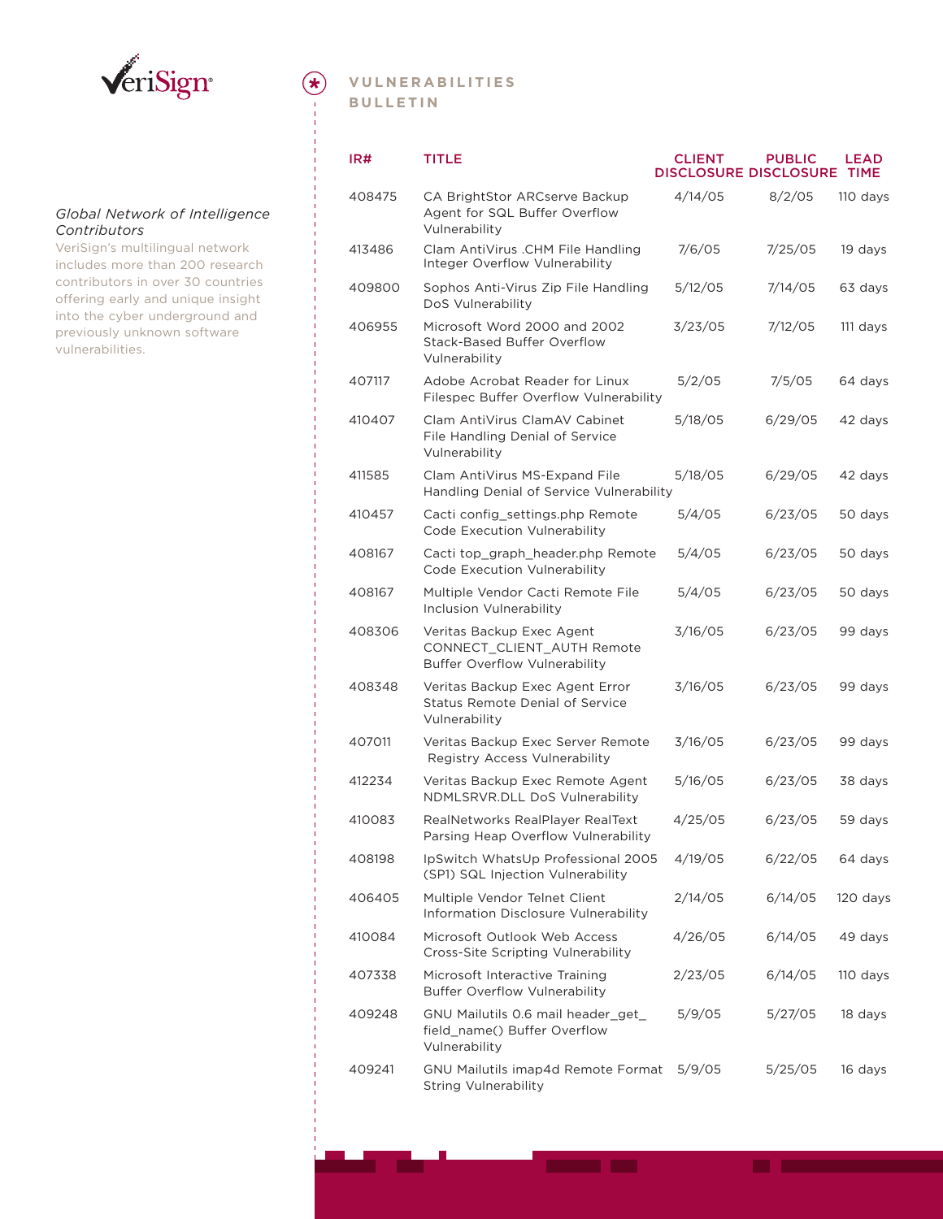# VULNERABILITIES BULLETIN

*Global Network of Intelligence Contributors*

VeriSign's multilingual network includes more than 200 research contributors in over 30 countries offering early and unique insight into the cyber underground and previously unknown software vulnerabilities.

| IR# | TITLE | CLIENT DISCLOSURE | PUBLIC DISCLOSURE | LEAD TIME |
|---|---|---|---|---|
| 408475 | CA BrightStor ARCserve Backup Agent for SQL Buffer Overflow Vulnerability | 4/14/05 | 8/2/05 | 110 days |
| 413486 | Clam AntiVirus .CHM File Handling Integer Overflow Vulnerability | 7/6/05 | 7/25/05 | 19 days |
| 409800 | Sophos Anti-Virus Zip File Handling DoS Vulnerability | 5/12/05 | 7/14/05 | 63 days |
| 406955 | Microsoft Word 2000 and 2002 Stack-Based Buffer Overflow Vulnerability | 3/23/05 | 7/12/05 | 111 days |
| 407117 | Adobe Acrobat Reader for Linux Filespec Buffer Overflow Vulnerability | 5/2/05 | 7/5/05 | 64 days |
| 410407 | Clam AntiVirus ClamAV Cabinet File Handling Denial of Service Vulnerability | 5/18/05 | 6/29/05 | 42 days |
| 411585 | Clam AntiVirus MS-Expand File Handling Denial of Service Vulnerability | 5/18/05 | 6/29/05 | 42 days |
| 410457 | Cacti config_settings.php Remote Code Execution Vulnerability | 5/4/05 | 6/23/05 | 50 days |
| 408167 | Cacti top_graph_header.php Remote Code Execution Vulnerability | 5/4/05 | 6/23/05 | 50 days |
| 408167 | Multiple Vendor Cacti Remote File Inclusion Vulnerability | 5/4/05 | 6/23/05 | 50 days |
| 408306 | Veritas Backup Exec Agent CONNECT_CLIENT_AUTH Remote Buffer Overflow Vulnerability | 3/16/05 | 6/23/05 | 99 days |
| 408348 | Veritas Backup Exec Agent Error Status Remote Denial of Service Vulnerability | 3/16/05 | 6/23/05 | 99 days |
| 407011 | Veritas Backup Exec Server Remote Registry Access Vulnerability | 3/16/05 | 6/23/05 | 99 days |
| 412234 | Veritas Backup Exec Remote Agent NDMLSRVR.DLL DoS Vulnerability | 5/16/05 | 6/23/05 | 38 days |
| 410083 | RealNetworks RealPlayer RealText Parsing Heap Overflow Vulnerability | 4/25/05 | 6/23/05 | 59 days |
| 408198 | IpSwitch WhatsUp Professional 2005 (SP1) SQL Injection Vulnerability | 4/19/05 | 6/22/05 | 64 days |
| 406405 | Multiple Vendor Telnet Client Information Disclosure Vulnerability | 2/14/05 | 6/14/05 | 120 days |
| 410084 | Microsoft Outlook Web Access Cross-Site Scripting Vulnerability | 4/26/05 | 6/14/05 | 49 days |
| 407338 | Microsoft Interactive Training Buffer Overflow Vulnerability | 2/23/05 | 6/14/05 | 110 days |
| 409248 | GNU Mailutils 0.6 mail header_get_field_name() Buffer Overflow Vulnerability | 5/9/05 | 5/27/05 | 18 days |
| 409241 | GNU Mailutils imap4d Remote Format String Vulnerability | 5/9/05 | 5/25/05 | 16 days |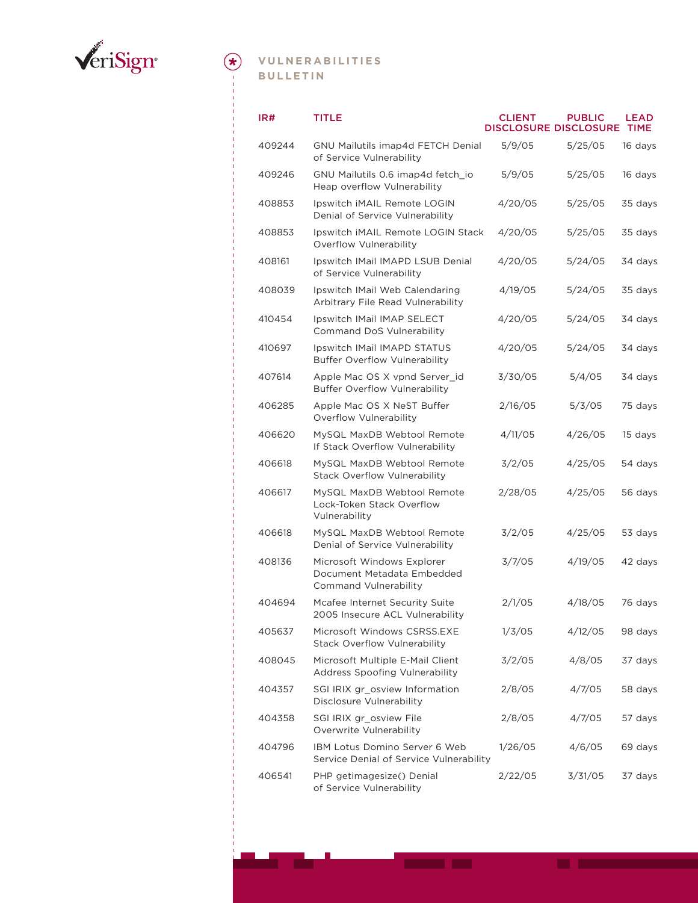## VULNERABILITIES BULLETIN

| IR# | TITLE | CLIENT DISCLOSURE | PUBLIC DISCLOSURE | LEAD TIME |
|---|---|---|---|---|
| 409244 | GNU Mailutils imap4d FETCH Denial of Service Vulnerability | 5/9/05 | 5/25/05 | 16 days |
| 409246 | GNU Mailutils 0.6 imap4d fetch_io Heap overflow Vulnerability | 5/9/05 | 5/25/05 | 16 days |
| 408853 | Ipswitch iMAIL Remote LOGIN Denial of Service Vulnerability | 4/20/05 | 5/25/05 | 35 days |
| 408853 | Ipswitch iMAIL Remote LOGIN Stack Overflow Vulnerability | 4/20/05 | 5/25/05 | 35 days |
| 408161 | Ipswitch IMail IMAPD LSUB Denial of Service Vulnerability | 4/20/05 | 5/24/05 | 34 days |
| 408039 | Ipswitch IMail Web Calendaring Arbitrary File Read Vulnerability | 4/19/05 | 5/24/05 | 35 days |
| 410454 | Ipswitch IMail IMAP SELECT Command DoS Vulnerability | 4/20/05 | 5/24/05 | 34 days |
| 410697 | Ipswitch IMail IMAPD STATUS Buffer Overflow Vulnerability | 4/20/05 | 5/24/05 | 34 days |
| 407614 | Apple Mac OS X vpnd Server_id Buffer Overflow Vulnerability | 3/30/05 | 5/4/05 | 34 days |
| 406285 | Apple Mac OS X NeST Buffer Overflow Vulnerability | 2/16/05 | 5/3/05 | 75 days |
| 406620 | MySQL MaxDB Webtool Remote If Stack Overflow Vulnerability | 4/11/05 | 4/26/05 | 15 days |
| 406618 | MySQL MaxDB Webtool Remote Stack Overflow Vulnerability | 3/2/05 | 4/25/05 | 54 days |
| 406617 | MySQL MaxDB Webtool Remote Lock-Token Stack Overflow Vulnerability | 2/28/05 | 4/25/05 | 56 days |
| 406618 | MySQL MaxDB Webtool Remote Denial of Service Vulnerability | 3/2/05 | 4/25/05 | 53 days |
| 408136 | Microsoft Windows Explorer Document Metadata Embedded Command Vulnerability | 3/7/05 | 4/19/05 | 42 days |
| 404694 | Mcafee Internet Security Suite 2005 Insecure ACL Vulnerability | 2/1/05 | 4/18/05 | 76 days |
| 405637 | Microsoft Windows CSRSS.EXE Stack Overflow Vulnerability | 1/3/05 | 4/12/05 | 98 days |
| 408045 | Microsoft Multiple E-Mail Client Address Spoofing Vulnerability | 3/2/05 | 4/8/05 | 37 days |
| 404357 | SGI IRIX gr_osview Information Disclosure Vulnerability | 2/8/05 | 4/7/05 | 58 days |
| 404358 | SGI IRIX gr_osview File Overwrite Vulnerability | 2/8/05 | 4/7/05 | 57 days |
| 404796 | IBM Lotus Domino Server 6 Web Service Denial of Service Vulnerability | 1/26/05 | 4/6/05 | 69 days |
| 406541 | PHP getimagesize() Denial of Service Vulnerability | 2/22/05 | 3/31/05 | 37 days |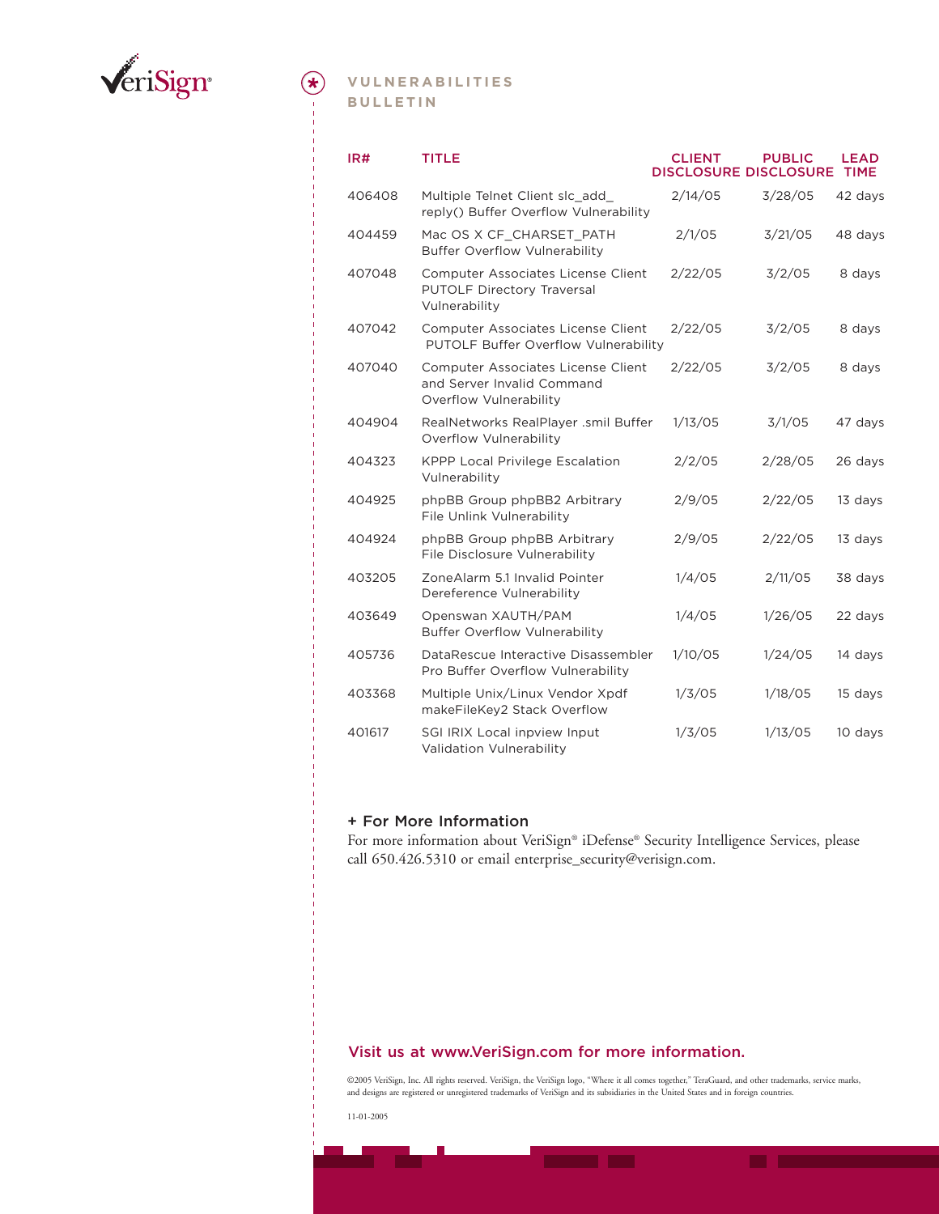## VULNERABILITIES BULLETIN

| IR# | TITLE | CLIENT DISCLOSURE | PUBLIC DISCLOSURE | LEAD TIME |
|---|---|---|---|---|
| 406408 | Multiple Telnet Client slc_add_reply() Buffer Overflow Vulnerability | 2/14/05 | 3/28/05 | 42 days |
| 404459 | Mac OS X CF_CHARSET_PATH Buffer Overflow Vulnerability | 2/1/05 | 3/21/05 | 48 days |
| 407048 | Computer Associates License Client PUTOLF Directory Traversal Vulnerability | 2/22/05 | 3/2/05 | 8 days |
| 407042 | Computer Associates License Client PUTOLF Buffer Overflow Vulnerability | 2/22/05 | 3/2/05 | 8 days |
| 407040 | Computer Associates License Client and Server Invalid Command Overflow Vulnerability | 2/22/05 | 3/2/05 | 8 days |
| 404904 | RealNetworks RealPlayer .smil Buffer Overflow Vulnerability | 1/13/05 | 3/1/05 | 47 days |
| 404323 | KPPP Local Privilege Escalation Vulnerability | 2/2/05 | 2/28/05 | 26 days |
| 404925 | phpBB Group phpBB2 Arbitrary File Unlink Vulnerability | 2/9/05 | 2/22/05 | 13 days |
| 404924 | phpBB Group phpBB Arbitrary File Disclosure Vulnerability | 2/9/05 | 2/22/05 | 13 days |
| 403205 | ZoneAlarm 5.1 Invalid Pointer Dereference Vulnerability | 1/4/05 | 2/11/05 | 38 days |
| 403649 | Openswan XAUTH/PAM Buffer Overflow Vulnerability | 1/4/05 | 1/26/05 | 22 days |
| 405736 | DataRescue Interactive Disassembler Pro Buffer Overflow Vulnerability | 1/10/05 | 1/24/05 | 14 days |
| 403368 | Multiple Unix/Linux Vendor Xpdf makeFileKey2 Stack Overflow | 1/3/05 | 1/18/05 | 15 days |
| 401617 | SGI IRIX Local inpview Input Validation Vulnerability | 1/3/05 | 1/13/05 | 10 days |

### + For More Information

For more information about VeriSign® iDefense® Security Intelligence Services, please call 650.426.5310 or email enterprise_security@verisign.com.

**Visit us at www.VeriSign.com for more information.**

©2005 VeriSign, Inc. All rights reserved. VeriSign, the VeriSign logo, "Where it all comes together," TeraGuard, and other trademarks, service marks, and designs are registered or unregistered trademarks of VeriSign and its subsidiaries in the United States and in foreign countries.

11-01-2005